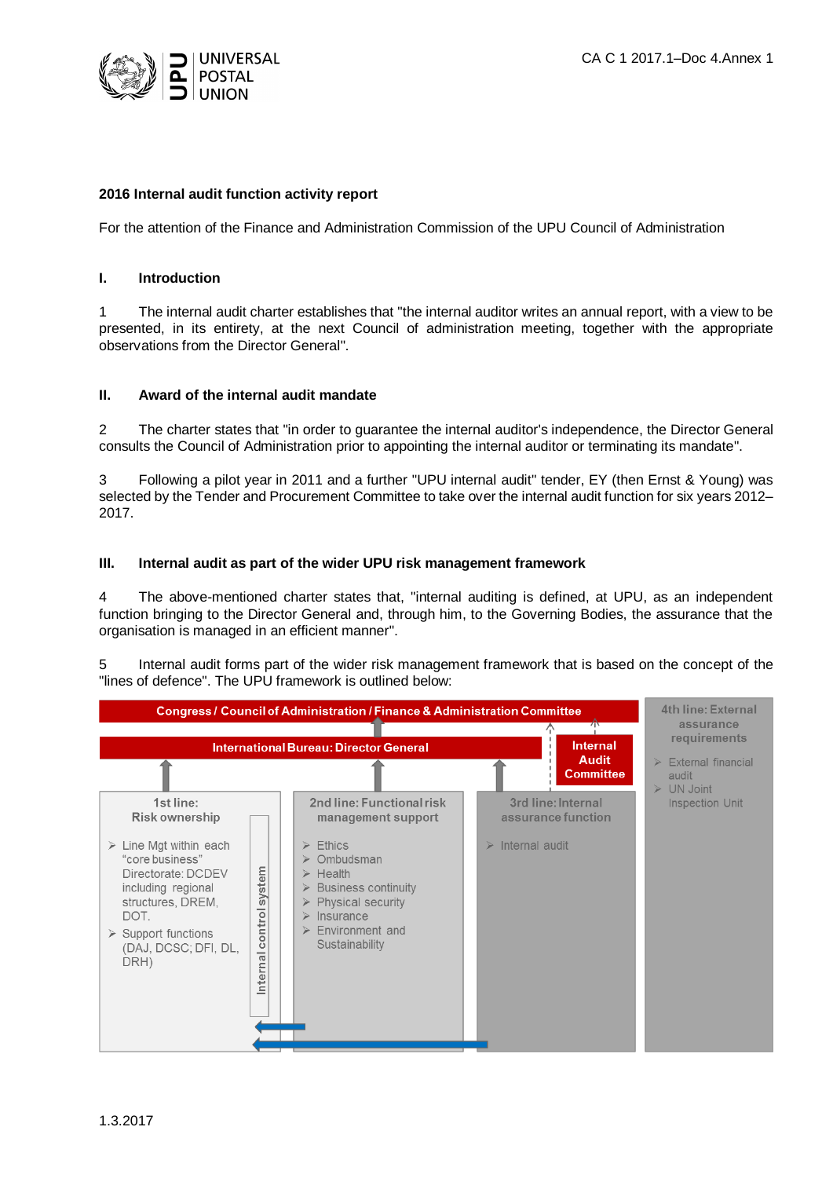## 2016 Internal audit function activity report

For the attention of the Finance and Administration Commission of the UPU Council of Administration

### I. Introduction

1 The internal audit charter establishes that "the internal auditor writes an annual report, with a view to be presented, in its entirety, at the next Council of administration meeting, together with the appropriate observations from the Director General".

### II. Award of the internal audit mandate

2 The charter states that "in order to guarantee the internal auditor's independence, the Director General consults the Council of Administration prior to appointing the internal auditor or terminating its mandate".

3 Following a pilot year in 2011 and a further "UPU internal audit" tender, EY (then Ernst & Young) was selected by the Tender and Procurement Committee to take over the internal audit function for six years 2012–2017.

### III. Internal audit as part of the wider UPU risk management framework

4 The above-mentioned charter states that, "internal auditing is defined, at UPU, as an independent function bringing to the Director General and, through him, to the Governing Bodies, the assurance that the organisation is managed in an efficient manner".

5 Internal audit forms part of the wider risk management framework that is based on the concept of the "lines of defence". The UPU framework is outlined below:

**Congress / Council of Administration / Finance & Administration Committee**

**International Bureau: Director General**

**Internal Audit Committee**

**1st line: Risk ownership**
- Line Mgt within each "core business" Directorate: DCDEV including regional structures, DREM, DOT.
- Support functions (DAJ, DCSC; DFI, DL, DRH)

Internal control system

**2nd line: Functional risk management support**
- Ethics
- Ombudsman
- Health
- Business continuity
- Physical security
- Insurance
- Environment and Sustainability

**3rd line: Internal assurance function**
- Internal audit

**4th line: External assurance requirements**
- External financial audit
- UN Joint Inspection Unit

1.3.2017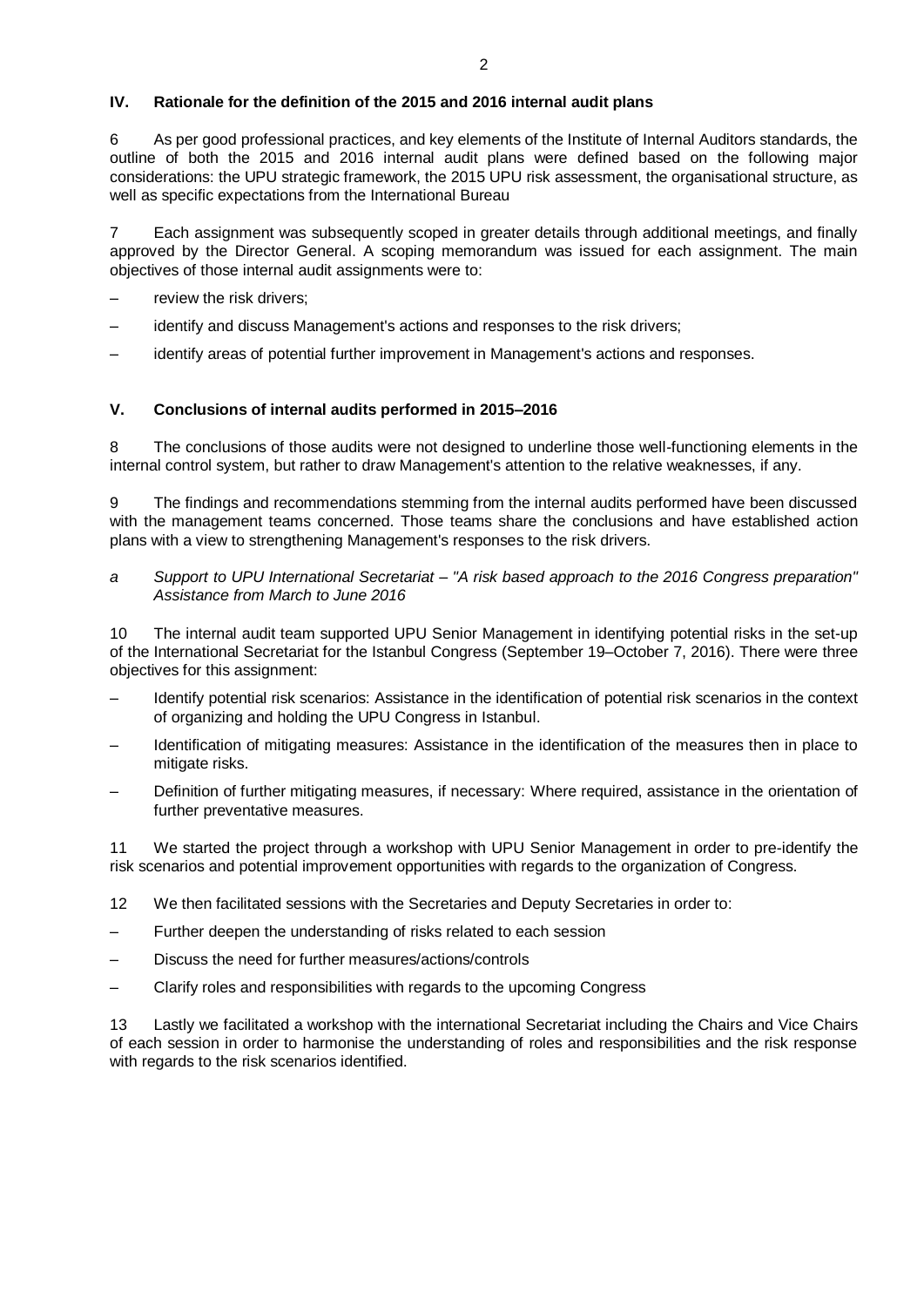## IV. Rationale for the definition of the 2015 and 2016 internal audit plans

6 As per good professional practices, and key elements of the Institute of Internal Auditors standards, the outline of both the 2015 and 2016 internal audit plans were defined based on the following major considerations: the UPU strategic framework, the 2015 UPU risk assessment, the organisational structure, as well as specific expectations from the International Bureau

7 Each assignment was subsequently scoped in greater details through additional meetings, and finally approved by the Director General. A scoping memorandum was issued for each assignment. The main objectives of those internal audit assignments were to:

– review the risk drivers;

– identify and discuss Management's actions and responses to the risk drivers;

– identify areas of potential further improvement in Management's actions and responses.

## V. Conclusions of internal audits performed in 2015–2016

8 The conclusions of those audits were not designed to underline those well-functioning elements in the internal control system, but rather to draw Management's attention to the relative weaknesses, if any.

9 The findings and recommendations stemming from the internal audits performed have been discussed with the management teams concerned. Those teams share the conclusions and have established action plans with a view to strengthening Management's responses to the risk drivers.

*a Support to UPU International Secretariat – "A risk based approach to the 2016 Congress preparation" Assistance from March to June 2016*

10 The internal audit team supported UPU Senior Management in identifying potential risks in the set-up of the International Secretariat for the Istanbul Congress (September 19–October 7, 2016). There were three objectives for this assignment:

– Identify potential risk scenarios: Assistance in the identification of potential risk scenarios in the context of organizing and holding the UPU Congress in Istanbul.

– Identification of mitigating measures: Assistance in the identification of the measures then in place to mitigate risks.

– Definition of further mitigating measures, if necessary: Where required, assistance in the orientation of further preventative measures.

11 We started the project through a workshop with UPU Senior Management in order to pre-identify the risk scenarios and potential improvement opportunities with regards to the organization of Congress.

12 We then facilitated sessions with the Secretaries and Deputy Secretaries in order to:

– Further deepen the understanding of risks related to each session

– Discuss the need for further measures/actions/controls

– Clarify roles and responsibilities with regards to the upcoming Congress

13 Lastly we facilitated a workshop with the international Secretariat including the Chairs and Vice Chairs of each session in order to harmonise the understanding of roles and responsibilities and the risk response with regards to the risk scenarios identified.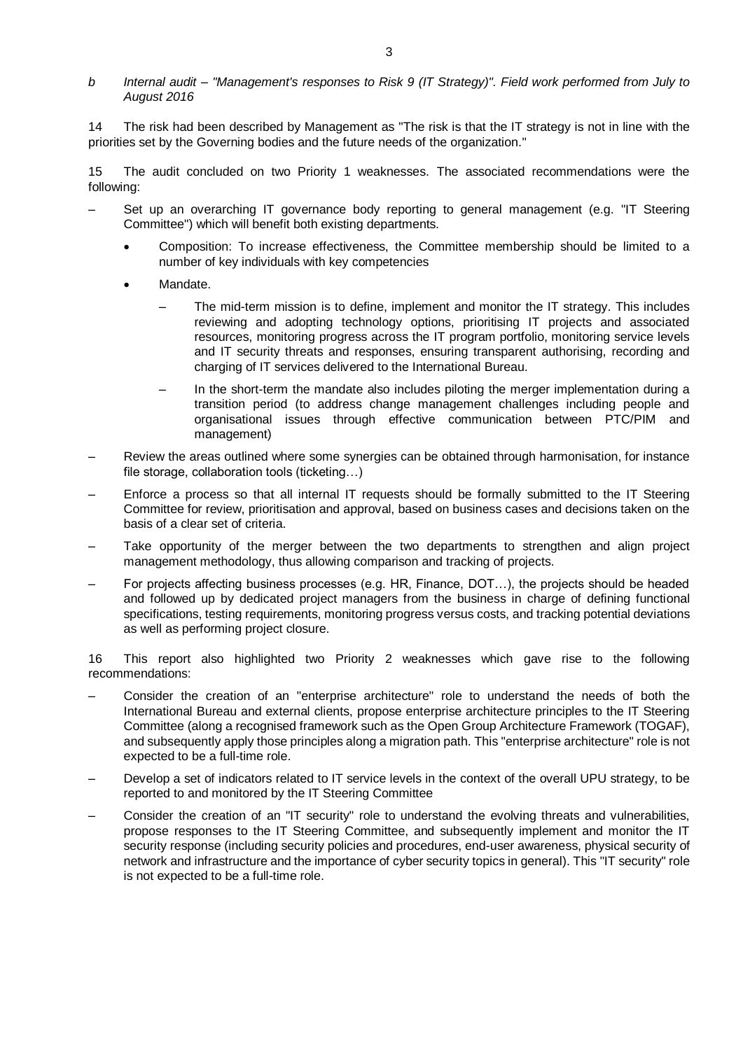*b Internal audit – "Management's responses to Risk 9 (IT Strategy)". Field work performed from July to August 2016*

14 The risk had been described by Management as "The risk is that the IT strategy is not in line with the priorities set by the Governing bodies and the future needs of the organization."

15 The audit concluded on two Priority 1 weaknesses. The associated recommendations were the following:

- Set up an overarching IT governance body reporting to general management (e.g. "IT Steering Committee") which will benefit both existing departments.
  - Composition: To increase effectiveness, the Committee membership should be limited to a number of key individuals with key competencies
  - Mandate.
    - The mid-term mission is to define, implement and monitor the IT strategy. This includes reviewing and adopting technology options, prioritising IT projects and associated resources, monitoring progress across the IT program portfolio, monitoring service levels and IT security threats and responses, ensuring transparent authorising, recording and charging of IT services delivered to the International Bureau.
    - In the short-term the mandate also includes piloting the merger implementation during a transition period (to address change management challenges including people and organisational issues through effective communication between PTC/PIM and management)
- Review the areas outlined where some synergies can be obtained through harmonisation, for instance file storage, collaboration tools (ticketing…)
- Enforce a process so that all internal IT requests should be formally submitted to the IT Steering Committee for review, prioritisation and approval, based on business cases and decisions taken on the basis of a clear set of criteria.
- Take opportunity of the merger between the two departments to strengthen and align project management methodology, thus allowing comparison and tracking of projects.
- For projects affecting business processes (e.g. HR, Finance, DOT…), the projects should be headed and followed up by dedicated project managers from the business in charge of defining functional specifications, testing requirements, monitoring progress versus costs, and tracking potential deviations as well as performing project closure.

16 This report also highlighted two Priority 2 weaknesses which gave rise to the following recommendations:

- Consider the creation of an "enterprise architecture" role to understand the needs of both the International Bureau and external clients, propose enterprise architecture principles to the IT Steering Committee (along a recognised framework such as the Open Group Architecture Framework (TOGAF), and subsequently apply those principles along a migration path. This "enterprise architecture" role is not expected to be a full-time role.
- Develop a set of indicators related to IT service levels in the context of the overall UPU strategy, to be reported to and monitored by the IT Steering Committee
- Consider the creation of an "IT security" role to understand the evolving threats and vulnerabilities, propose responses to the IT Steering Committee, and subsequently implement and monitor the IT security response (including security policies and procedures, end-user awareness, physical security of network and infrastructure and the importance of cyber security topics in general). This "IT security" role is not expected to be a full-time role.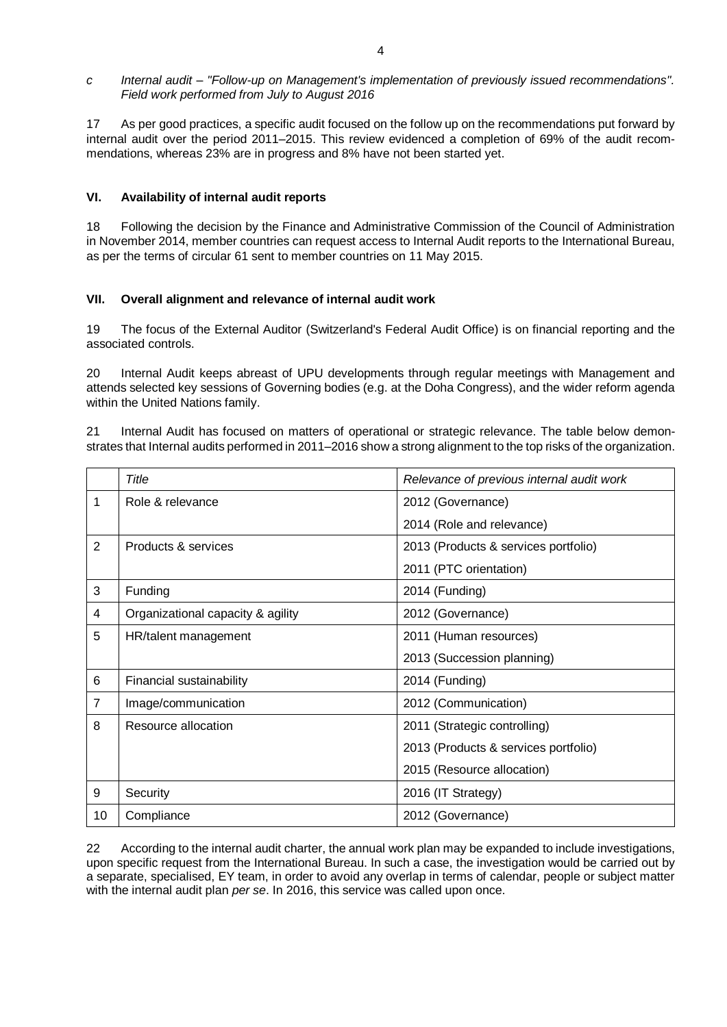*c Internal audit – "Follow-up on Management's implementation of previously issued recommendations". Field work performed from July to August 2016*

17 As per good practices, a specific audit focused on the follow up on the recommendations put forward by internal audit over the period 2011–2015. This review evidenced a completion of 69% of the audit recommendations, whereas 23% are in progress and 8% have not been started yet.

## VI. Availability of internal audit reports

18 Following the decision by the Finance and Administrative Commission of the Council of Administration in November 2014, member countries can request access to Internal Audit reports to the International Bureau, as per the terms of circular 61 sent to member countries on 11 May 2015.

## VII. Overall alignment and relevance of internal audit work

19 The focus of the External Auditor (Switzerland's Federal Audit Office) is on financial reporting and the associated controls.

20 Internal Audit keeps abreast of UPU developments through regular meetings with Management and attends selected key sessions of Governing bodies (e.g. at the Doha Congress), and the wider reform agenda within the United Nations family.

21 Internal Audit has focused on matters of operational or strategic relevance. The table below demonstrates that Internal audits performed in 2011–2016 show a strong alignment to the top risks of the organization.

| | *Title* | *Relevance of previous internal audit work* |
|---|---|---|
| 1 | Role & relevance | 2012 (Governance) |
| | | 2014 (Role and relevance) |
| 2 | Products & services | 2013 (Products & services portfolio) |
| | | 2011 (PTC orientation) |
| 3 | Funding | 2014 (Funding) |
| 4 | Organizational capacity & agility | 2012 (Governance) |
| 5 | HR/talent management | 2011 (Human resources) |
| | | 2013 (Succession planning) |
| 6 | Financial sustainability | 2014 (Funding) |
| 7 | Image/communication | 2012 (Communication) |
| 8 | Resource allocation | 2011 (Strategic controlling) |
| | | 2013 (Products & services portfolio) |
| | | 2015 (Resource allocation) |
| 9 | Security | 2016 (IT Strategy) |
| 10 | Compliance | 2012 (Governance) |

22 According to the internal audit charter, the annual work plan may be expanded to include investigations, upon specific request from the International Bureau. In such a case, the investigation would be carried out by a separate, specialised, EY team, in order to avoid any overlap in terms of calendar, people or subject matter with the internal audit plan *per se*. In 2016, this service was called upon once.